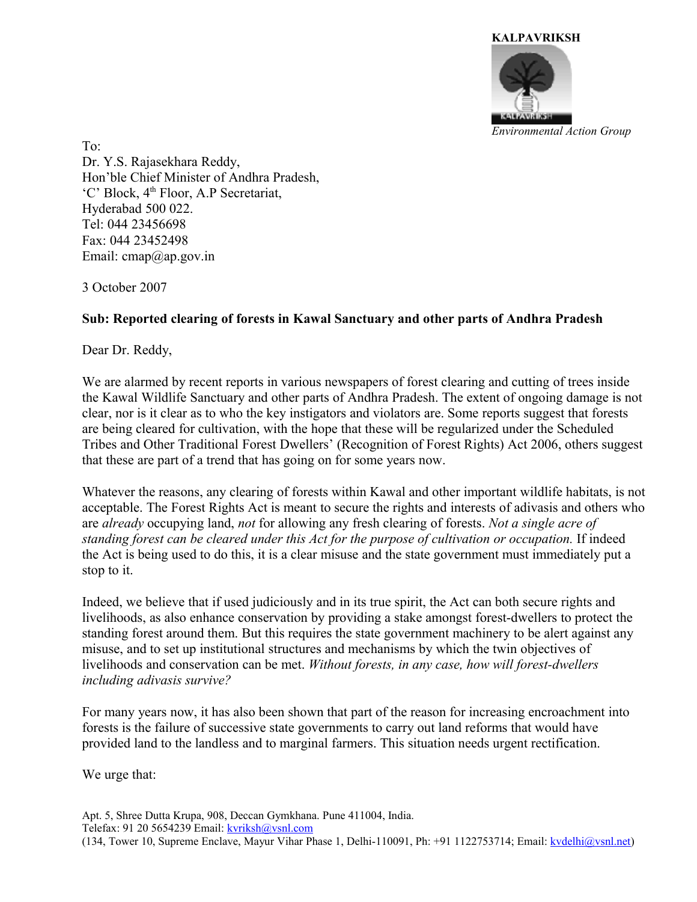**KALPAVRIKSH**

*Environmental Action Group*

To:
Dr. Y.S. Rajasekhara Reddy,
Hon'ble Chief Minister of Andhra Pradesh,
'C' Block, 4th Floor, A.P Secretariat,
Hyderabad 500 022.
Tel: 044 23456698
Fax: 044 23452498
Email: cmap@ap.gov.in

3 October 2007

**Sub: Reported clearing of forests in Kawal Sanctuary and other parts of Andhra Pradesh**

Dear Dr. Reddy,

We are alarmed by recent reports in various newspapers of forest clearing and cutting of trees inside the Kawal Wildlife Sanctuary and other parts of Andhra Pradesh. The extent of ongoing damage is not clear, nor is it clear as to who the key instigators and violators are. Some reports suggest that forests are being cleared for cultivation, with the hope that these will be regularized under the Scheduled Tribes and Other Traditional Forest Dwellers' (Recognition of Forest Rights) Act 2006, others suggest that these are part of a trend that has going on for some years now.

Whatever the reasons, any clearing of forests within Kawal and other important wildlife habitats, is not acceptable. The Forest Rights Act is meant to secure the rights and interests of adivasis and others who are *already* occupying land, *not* for allowing any fresh clearing of forests. *Not a single acre of standing forest can be cleared under this Act for the purpose of cultivation or occupation.* If indeed the Act is being used to do this, it is a clear misuse and the state government must immediately put a stop to it.

Indeed, we believe that if used judiciously and in its true spirit, the Act can both secure rights and livelihoods, as also enhance conservation by providing a stake amongst forest-dwellers to protect the standing forest around them. But this requires the state government machinery to be alert against any misuse, and to set up institutional structures and mechanisms by which the twin objectives of livelihoods and conservation can be met. *Without forests, in any case, how will forest-dwellers including adivasis survive?*

For many years now, it has also been shown that part of the reason for increasing encroachment into forests is the failure of successive state governments to carry out land reforms that would have provided land to the landless and to marginal farmers. This situation needs urgent rectification.

We urge that:

Apt. 5, Shree Dutta Krupa, 908, Deccan Gymkhana. Pune 411004, India.
Telefax: 91 20 5654239 Email: kvriksh@vsnl.com
(134, Tower 10, Supreme Enclave, Mayur Vihar Phase 1, Delhi-110091, Ph: +91 1122753714; Email: kvdelhi@vsnl.net)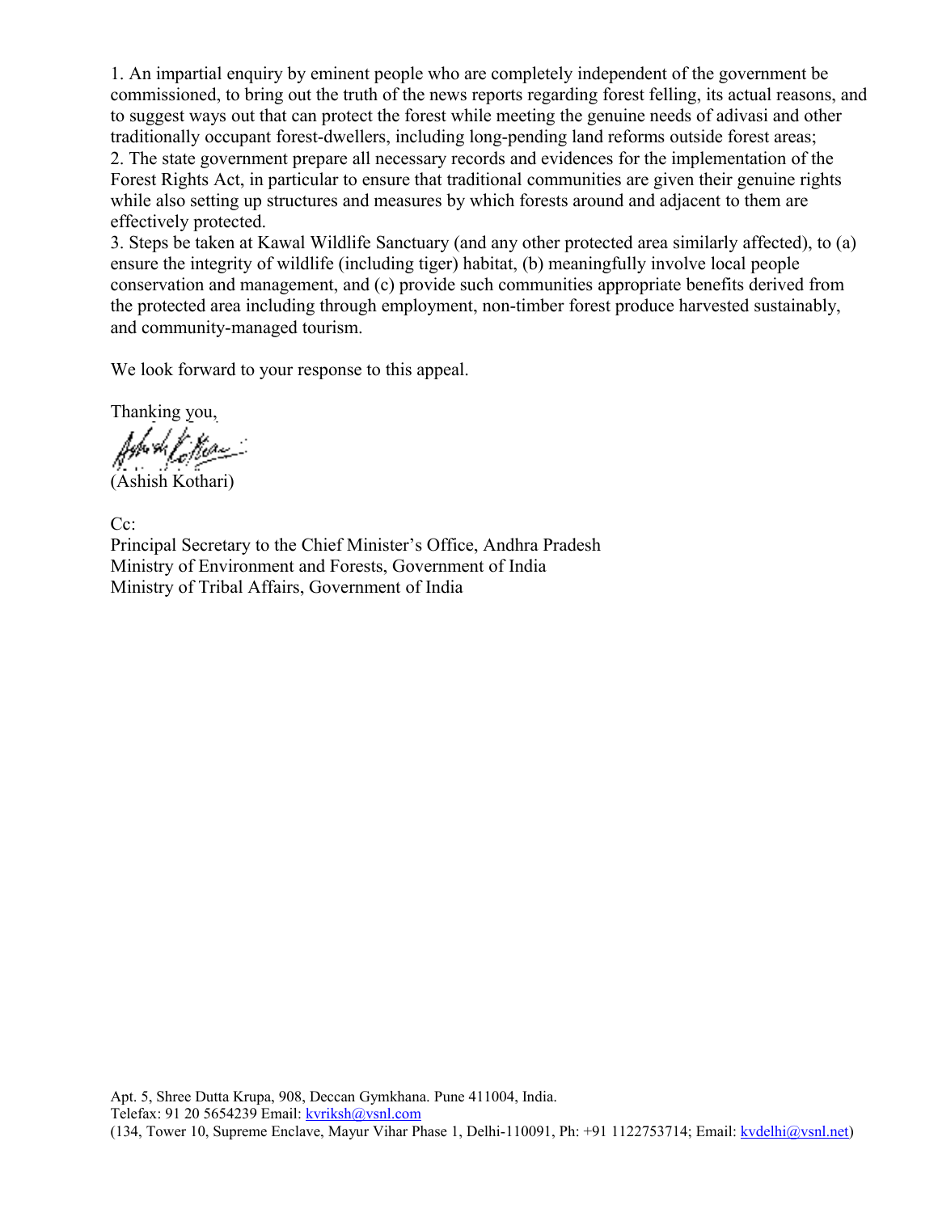1. An impartial enquiry by eminent people who are completely independent of the government be commissioned, to bring out the truth of the news reports regarding forest felling, its actual reasons, and to suggest ways out that can protect the forest while meeting the genuine needs of adivasi and other traditionally occupant forest-dwellers, including long-pending land reforms outside forest areas;
2. The state government prepare all necessary records and evidences for the implementation of the Forest Rights Act, in particular to ensure that traditional communities are given their genuine rights while also setting up structures and measures by which forests around and adjacent to them are effectively protected.
3. Steps be taken at Kawal Wildlife Sanctuary (and any other protected area similarly affected), to (a) ensure the integrity of wildlife (including tiger) habitat, (b) meaningfully involve local people conservation and management, and (c) provide such communities appropriate benefits derived from the protected area including through employment, non-timber forest produce harvested sustainably, and community-managed tourism.

We look forward to your response to this appeal.

Thanking you,

(Ashish Kothari)

Cc:
Principal Secretary to the Chief Minister's Office, Andhra Pradesh
Ministry of Environment and Forests, Government of India
Ministry of Tribal Affairs, Government of India

Apt. 5, Shree Dutta Krupa, 908, Deccan Gymkhana. Pune 411004, India.
Telefax: 91 20 5654239 Email: kvriksh@vsnl.com
(134, Tower 10, Supreme Enclave, Mayur Vihar Phase 1, Delhi-110091, Ph: +91 1122753714; Email: kvdelhi@vsnl.net)